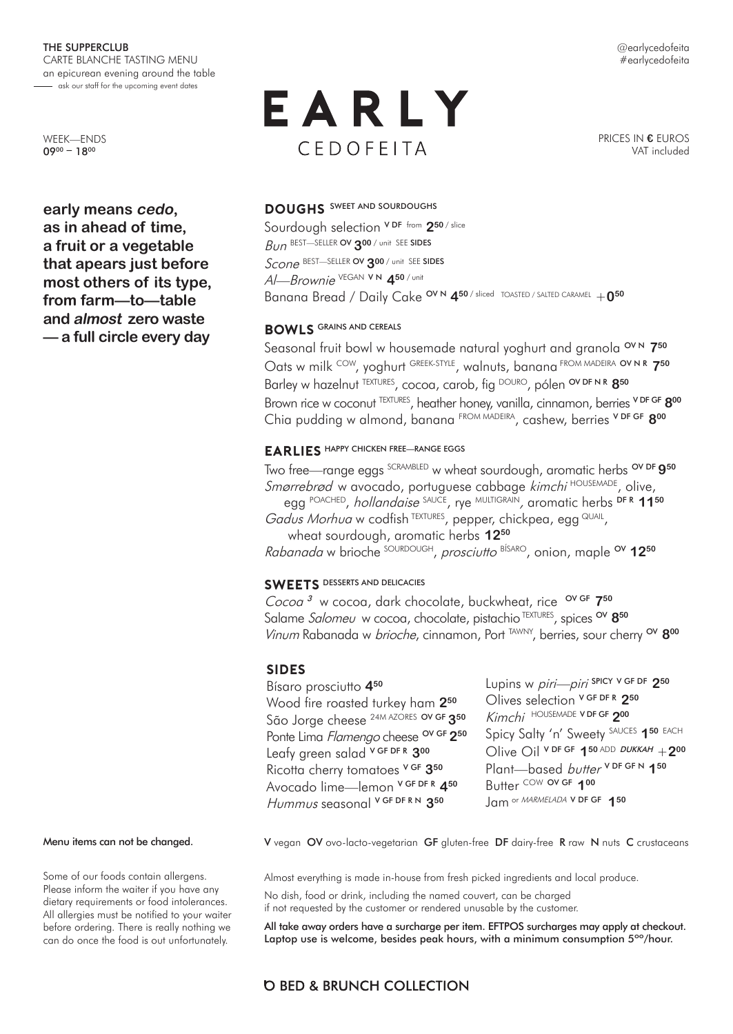**THE SUPPERCLUB**
CARTE BLANCHE TASTING MENU
an epicurean evening around the table
— ask our staff for the upcoming event dates

@earlycedofeita
#earlycedofeita

WEEK—ENDS
09[00] – 18[00]

# EARLY
## CEDOFEITA

PRICES IN € EUROS
VAT included

**early means *cedo*, as in ahead of time, a fruit or a vegetable that apears just before most others of its type, from farm—to—table and *almost* zero waste — a full circle every day**

### DOUGHS SWEET AND SOURDOUGHS

Sourdough selection **V DF** from **2[50]** / slice
*Bun* BEST—SELLER **OV 3[00]** / unit SEE **SIDES**
*Scone* BEST—SELLER **OV 3[00]** / unit SEE **SIDES**
*Al—Brownie* VEGAN **V N 4[50]** / unit
Banana Bread / Daily Cake **OV N 4[50]** / sliced TOASTED / SALTED CARAMEL + **0[50]**

### BOWLS GRAINS AND CEREALS

Seasonal fruit bowl w housemade natural yoghurt and granola **OV N 7[50]**
Oats w milk COW, yoghurt GREEK-STYLE, walnuts, banana FROM MADEIRA **OV N R 7[50]**
Barley w hazelnut TEXTURES, cocoa, carob, fig DOURO, pólen **OV DF N R 8[50]**
Brown rice w coconut TEXTURES, heather honey, vanilla, cinnamon, berries **V DF GF 8[00]**
Chia pudding w almond, banana FROM MADEIRA, cashew, berries **V DF GF 8[00]**

### EARLIES HAPPY CHICKEN FREE—RANGE EGGS

Two free—range eggs SCRAMBLED w wheat sourdough, aromatic herbs **OV DF 9[50]**
*Smørrebrød* w avocado, portuguese cabbage *kimchi* HOUSEMADE, olive, egg POACHED, *hollandaise* SAUCE, rye MULTIGRAIN, aromatic herbs **DF R 11[50]**
*Gadus Morhua* w codfish TEXTURES, pepper, chickpea, egg QUAIL, wheat sourdough, aromatic herbs **12[50]**
*Rabanada* w brioche SOURDOUGH, *prosciutto* BÍSARO, onion, maple **OV 12[50]**

### SWEETS DESSERTS AND DELICACIES

*Cocoa [3]* w cocoa, dark chocolate, buckwheat, rice **OV GF 7[50]**
Salame *Salomeu* w cocoa, chocolate, pistachio TEXTURES, spices **OV 8[50]**
*Vinum* Rabanada w *brioche*, cinnamon, Port TAWNY, berries, sour cherry **OV 8[00]**

### SIDES

Bísaro prosciutto **4[50]**
Wood fire roasted turkey ham **2[50]**
São Jorge cheese 24M AZORES **OV GF 3[50]**
Ponte Lima *Flamengo* cheese **OV GF 2[50]**
Leafy green salad **V GF DF R 3[00]**
Ricotta cherry tomatoes **V GF 3[50]**
Avocado lime—lemon **V GF DF R 4[50]**
*Hummus* seasonal **V GF DF R N 3[50]**
Lupins w *piri—piri* **SPICY V GF DF 2[50]**
Olives selection **V GF DF R 2[50]**
*Kimchi* HOUSEMADE **V DF GF 2[00]**
Spicy Salty 'n' Sweety SAUCES **1[50]** EACH
Olive Oil **V DF GF 1[50]** ADD ***DUKKAH*** + **2[00]**
Plant—based *butter* **V DF GF N 1[50]**
Butter COW **OV GF 1[00]**
Jam or *MARMELADA* **V DF GF 1[50]**

**V** vegan **OV** ovo-lacto-vegetarian **GF** gluten-free **DF** dairy-free **R** raw **N** nuts **C** crustaceans

**Menu items can not be changed.**

Some of our foods contain allergens. Please inform the waiter if you have any dietary requirements or food intolerances. All allergies must be notified to your waiter before ordering. There is really nothing we can do once the food is out unfortunately.

Almost everything is made in-house from fresh picked ingredients and local produce.

No dish, food or drink, including the named couvert, can be charged if not requested by the customer or rendered unusable by the customer.

**All take away orders have a surcharge per item. EFTPOS surcharges may apply at checkout. Laptop use is welcome, besides peak hours, with a minimum consumption 5[00]/hour.**

**BED & BRUNCH COLLECTION**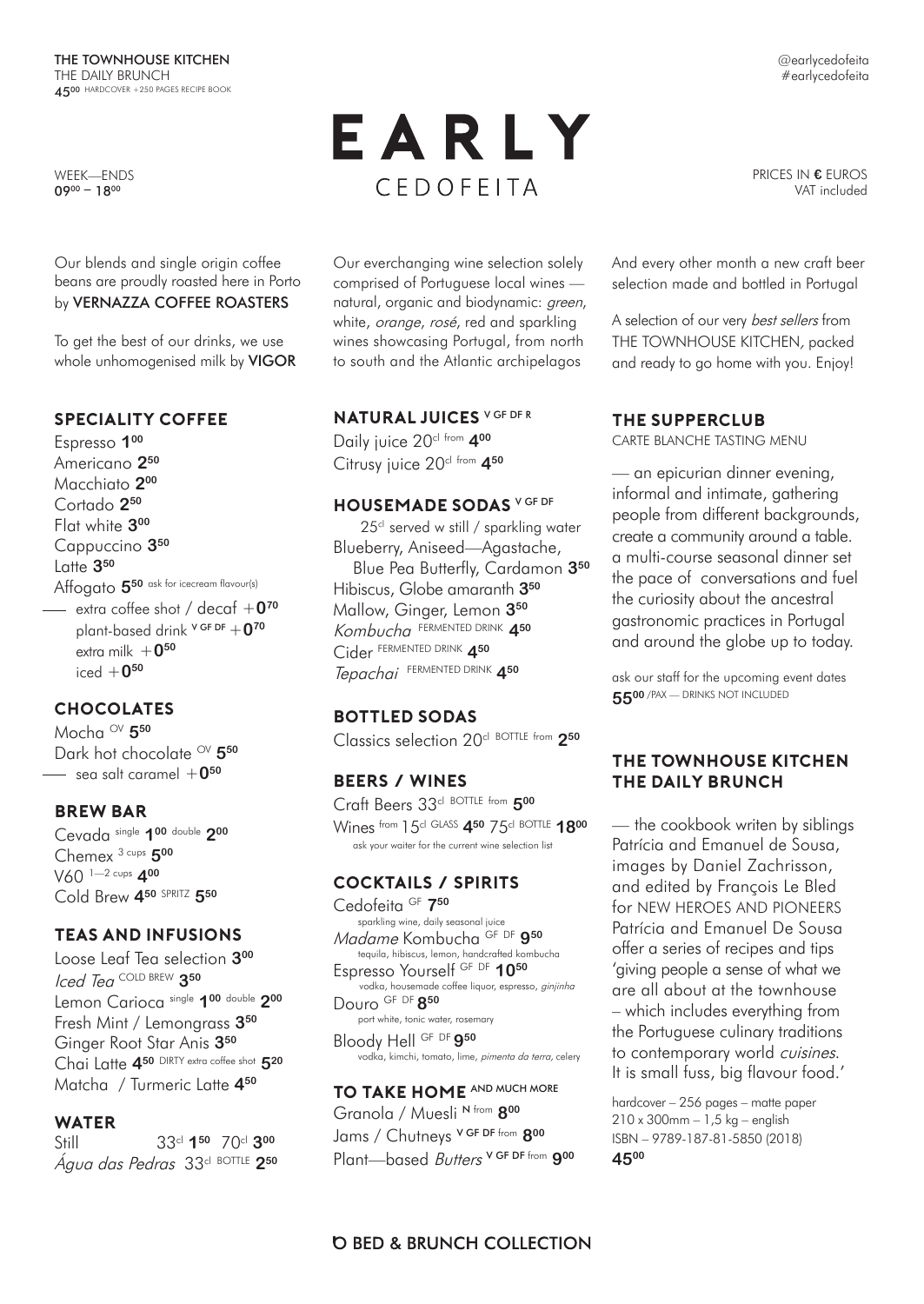THE TOWNHOUSE KITCHEN
THE DAILY BRUNCH
45.00 HARDCOVER +250 PAGES RECIPE BOOK

@earlycedofeita
#earlycedofeita

WEEK—ENDS
09.00 – 18.00

# EARLY
CEDOFEITA

PRICES IN € EUROS
VAT included

Our blends and single origin coffee beans are proudly roasted here in Porto by **VERNAZZA COFFEE ROASTERS**

To get the best of our drinks, we use whole unhomogenised milk by **VIGOR**

## SPECIALITY COFFEE

Espresso **1.00**
Americano **2.50**
Macchiato **2.00**
Cortado **2.50**
Flat white **3.00**
Cappuccino **3.50**
Latte **3.50**
Affogato **5.50** ask for icecream flavour(s)
— extra coffee shot / decaf +**0.70**
plant-based drink V GF DF +**0.70**
extra milk +**0.50**
iced +**0.50**

## CHOCOLATES

Mocha OV **5.50**
Dark hot chocolate OV **5.50**
— sea salt caramel +**0.50**

## BREW BAR

Cevada single **1.00** double **2.00**
Chemex 3 cups **5.00**
V60 1—2 cups **4.00**
Cold Brew **4.50** SPRITZ **5.50**

## TEAS AND INFUSIONS

Loose Leaf Tea selection **3.00**
*Iced Tea* COLD BREW **3.50**
Lemon Carioca single **1.00** double **2.00**
Fresh Mint / Lemongrass **3.50**
Ginger Root Star Anis **3.50**
Chai Latte **4.50** DIRTY extra coffee shot **5.20**
Matcha / Turmeric Latte **4.50**

## WATER

Still 33cl **1.50** 70cl **3.00**
*Água das Pedras* 33cl BOTTLE **2.50**

Our everchanging wine selection solely comprised of Portuguese local wines — natural, organic and biodynamic: *green*, white, *orange*, *rosé*, red and sparkling wines showcasing Portugal, from north to south and the Atlantic archipelagos

## NATURAL JUICES V GF DF R

Daily juice 20cl from **4.00**
Citrusy juice 20cl from **4.50**

## HOUSEMADE SODAS V GF DF

25cl served w still / sparkling water
Blueberry, Aniseed—Agastache, Blue Pea Butterfly, Cardamon **3.50**
Hibiscus, Globe amaranth **3.50**
Mallow, Ginger, Lemon **3.50**
*Kombucha* FERMENTED DRINK **4.50**
Cider FERMENTED DRINK **4.50**
*Tepachai* FERMENTED DRINK **4.50**

## BOTTLED SODAS

Classics selection 20cl BOTTLE from **2.50**

## BEERS / WINES

Craft Beers 33cl BOTTLE from **5.00**
Wines from 15cl GLASS **4.50** 75cl BOTTLE **18.00**
ask your waiter for the current wine selection list

## COCKTAILS / SPIRITS

Cedofeita GF **7.50**
sparkling wine, daily seasonal juice
*Madame* Kombucha GF DF **9.50**
tequila, hibiscus, lemon, handcrafted kombucha
Espresso Yourself GF DF **10.50**
vodka, housemade coffee liquor, espresso, *ginjinha*
Douro GF DF **8.50**
port white, tonic water, rosemary
Bloody Hell GF DF **9.50**
vodka, kimchi, tomato, lime, *pimenta da terra*, celery

## TO TAKE HOME AND MUCH MORE

Granola / Muesli N from **8.00**
Jams / Chutneys V GF DF from **8.00**
Plant—based *Butters* V GF DF from **9.00**

And every other month a new craft beer selection made and bottled in Portugal

A selection of our very *best sellers* from THE TOWNHOUSE KITCHEN, packed and ready to go home with you. Enjoy!

## THE SUPPERCLUB

CARTE BLANCHE TASTING MENU

— an epicurian dinner evening, informal and intimate, gathering people from different backgrounds, create a community around a table. a multi-course seasonal dinner set the pace of conversations and fuel the curiosity about the ancestral gastronomic practices in Portugal and around the globe up to today.

ask our staff for the upcoming event dates
**55.00** /PAX — DRINKS NOT INCLUDED

## THE TOWNHOUSE KITCHEN THE DAILY BRUNCH

— the cookbook writen by siblings Patrícia and Emanuel de Sousa, images by Daniel Zachrisson, and edited by François Le Bled for NEW HEROES AND PIONEERS Patrícia and Emanuel De Sousa offer a series of recipes and tips 'giving people a sense of what we are all about at the townhouse – which includes everything from the Portuguese culinary traditions to contemporary world *cuisines*. It is small fuss, big flavour food.'

hardcover – 256 pages – matte paper
210 x 300mm – 1,5 kg – english
ISBN – 9789-187-81-5850 (2018)
**45.00**

BED & BRUNCH COLLECTION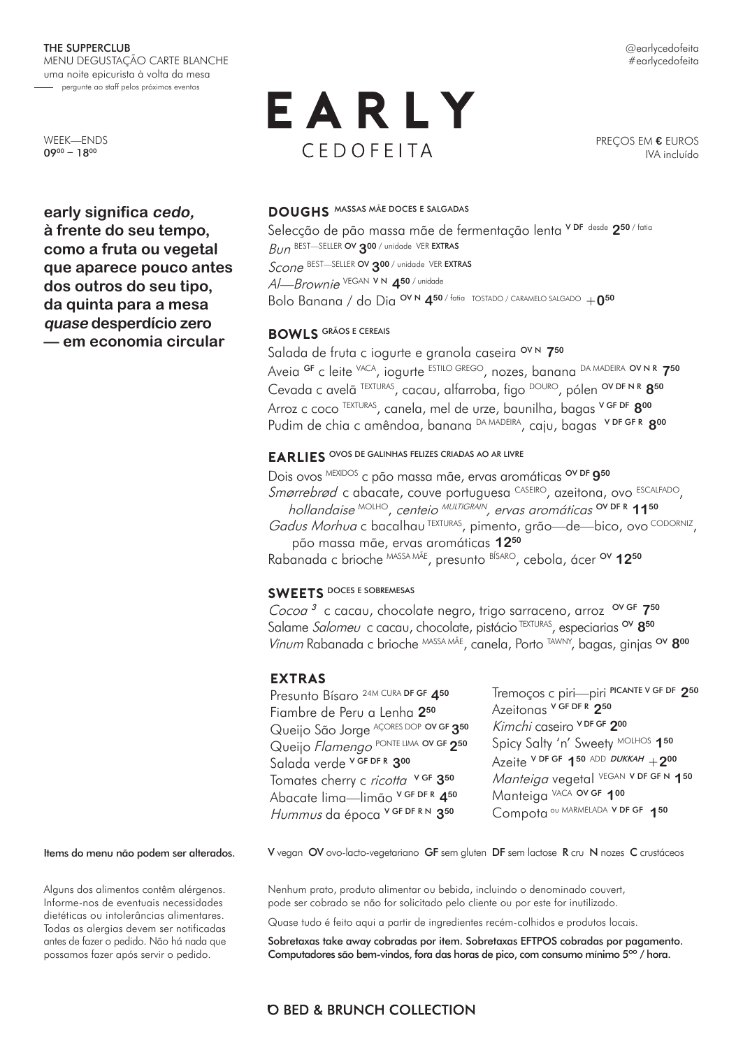**THE SUPPERCLUB**
MENU DEGUSTAÇÃO CARTE BLANCHE
uma noite epicurista à volta da mesa
— pergunte ao staff pelos próximos eventos

@earlycedofeita
#earlycedofeita

WEEK—ENDS
$09^{00}$ – $18^{00}$

# EARLY
## CEDOFEITA

PREÇOS EM **€** EUROS
IVA incluído

**early significa *cedo,* à frente do seu tempo, como a fruta ou vegetal que aparece pouco antes dos outros do seu tipo, da quinta para a mesa *quase* desperdício zero — em economia circular**

### DOUGHS MASSAS MÃE DOCES E SALGADAS

Selecção de pão massa mãe de fermentação lenta **V DF** desde **2⁵⁰** / fatia
*Bun* BEST—SELLER **OV 3⁰⁰** / unidade VER **EXTRAS**
*Scone* BEST—SELLER **OV 3⁰⁰** / unidade VER **EXTRAS**
*Al—Brownie* VEGAN **V N 4⁵⁰** / unidade
Bolo Banana / do Dia **OV N 4⁵⁰** / fatia TOSTADO / CARAMELO SALGADO **+0⁵⁰**

### BOWLS GRÃOS E CEREAIS

Salada de fruta c iogurte e granola caseira **OV N 7⁵⁰**
Aveia **GF** c leite VACA, iogurte ESTILO GREGO, nozes, banana DA MADEIRA **OV N R 7⁵⁰**
Cevada c avelã TEXTURAS, cacau, alfarroba, figo DOURO, pólen **OV DF N R 8⁵⁰**
Arroz c coco TEXTURAS, canela, mel de urze, baunilha, bagas **V GF DF 8⁰⁰**
Pudim de chia c amêndoa, banana DA MADEIRA, caju, bagas **V DF GF R 8⁰⁰**

### EARLIES OVOS DE GALINHAS FELIZES CRIADAS AO AR LIVRE

Dois ovos MEXIDOS c pão massa mãe, ervas aromáticas **OV DF 9⁵⁰**
*Smørrebrød* c abacate, couve portuguesa CASEIRO, azeitona, ovo ESCALFADO, *hollandaise* MOLHO, *centeio MULTIGRAIN, ervas aromáticas* **OV DF R 11⁵⁰**
*Gadus Morhua* c bacalhau TEXTURAS, pimento, grão—de—bico, ovo CODORNIZ, pão massa mãe, ervas aromáticas **12⁵⁰**
Rabanada c brioche MASSA MÃE, presunto BÍSARO, cebola, ácer **OV 12⁵⁰**

### SWEETS DOCES E SOBREMESAS

*Cocoa ³* c cacau, chocolate negro, trigo sarraceno, arroz **OV GF 7⁵⁰**
Salame *Salomeu* c cacau, chocolate, pistácio TEXTURAS, especiarias **OV 8⁵⁰**
*Vinum* Rabanada c brioche MASSA MÃE, canela, Porto TAWNY, bagas, ginjas **OV 8⁰⁰**

### EXTRAS

Presunto Bísaro 24M CURA **DF GF 4⁵⁰**
Fiambre de Peru a Lenha **2⁵⁰**
Queijo São Jorge AÇORES DOP **OV GF 3⁵⁰**
Queijo *Flamengo* PONTE LIMA **OV GF 2⁵⁰**
Salada verde **V GF DF R 3⁰⁰**
Tomates cherry c *ricotta* **V GF 3⁵⁰**
Abacate lima—limão **V GF DF R 4⁵⁰**
*Hummus* da época **V GF DF R N 3⁵⁰**
Tremoços c piri—piri **PICANTE V GF DF 2⁵⁰**
Azeitonas **V GF DF R 2⁵⁰**
*Kimchi* caseiro **V DF GF 2⁰⁰**
Spicy Salty 'n' Sweety MOLHOS **1⁵⁰**
Azeite **V DF GF 1⁵⁰** ADD ***DUKKAH* +2⁰⁰**
*Manteiga* vegetal VEGAN **V DF GF N 1⁵⁰**
Manteiga VACA **OV GF 1⁰⁰**
Compota ou MARMELADA **V DF GF 1⁵⁰**

**Items do menu não podem ser alterados.**

**V** vegan **OV** ovo-lacto-vegetariano **GF** sem gluten **DF** sem lactose **R** cru **N** nozes **C** crustáceos

Alguns dos alimentos contêm alérgenos. Informe-nos de eventuais necessidades dietéticas ou intolerâncias alimentares. Todas as alergias devem ser notificadas antes de fazer o pedido. Não há nada que possamos fazer após servir o pedido.

Nenhum prato, produto alimentar ou bebida, incluindo o denominado couvert, pode ser cobrado se não for solicitado pelo cliente ou por este for inutilizado.

Quase tudo é feito aqui a partir de ingredientes recém-colhidos e produtos locais.

**Sobretaxas take away cobradas por item. Sobretaxas EFTPOS cobradas por pagamento. Computadores são bem-vindos, fora das horas de pico, com consumo mínimo 5⁰⁰ / hora.**

**O BED & BRUNCH COLLECTION**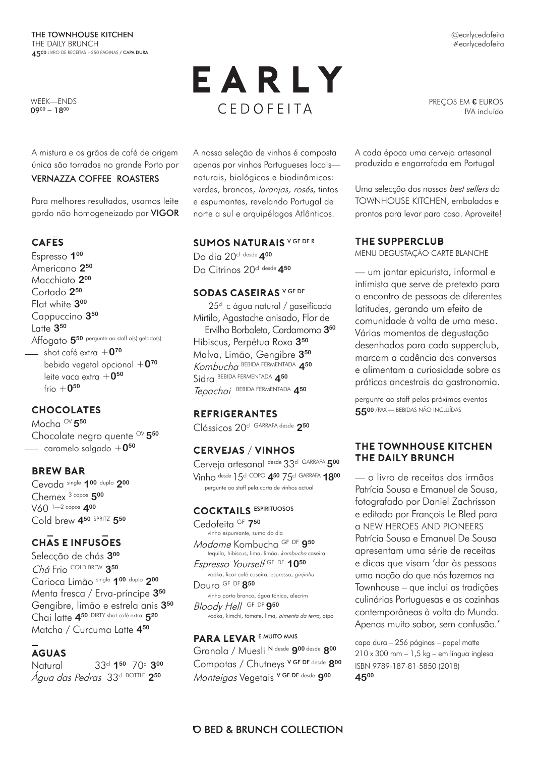THE TOWNHOUSE KITCHEN
THE DAILY BRUNCH
45.00 LIVRO DE RECEITAS +250 PÁGINAS / CAPA DURA

@earlycedofeita
#earlycedofeita

# EARLY
## CEDOFEITA

WEEK—ENDS
09.00 – 18.00

PREÇOS EM **€** EUROS
IVA incluído

A mistura e os grãos de café de origem única são torrados no grande Porto por VERNAZZA COFFEE ROASTERS

Para melhores resultados, usamos leite gordo não homogeneizado por VIGOR

### CAFÉS

Espresso **1.00**
Americano **2.50**
Macchiato **2.00**
Cortado **2.50**
Flat white **3.00**
Cappuccino **3.50**
Latte **3.50**
Affogato **5.50** pergunte ao staff o(s) gelado(s)
— shot café extra +**0.70**
bebida vegetal opcional +**0.70**
leite vaca extra +**0.50**
frio +**0.50**

### CHOCOLATES

Mocha OV **5.50**
Chocolate negro quente OV **5.50**
— caramelo salgado +**0.50**

### BREW BAR

Cevada single **1.00** duplo **2.00**
Chemex 3 copos **5.00**
V60 1—2 copos **4.00**
Cold brew **4.50** SPRITZ **5.50**

### CHÁS E INFUSÕES

Selecção de chás **3.00**
*Chá* Frio COLD BREW **3.50**
Carioca Limão single **1.00** duplo **2.00**
Menta fresca / Erva-príncipe **3.50**
Gengibre, limão e estrela anis **3.50**
Chai latte **4.50** DIRTY shot café extra **5.20**
Matcha / Curcuma Latte **4.50**

### ÁGUAS

Natural 33cl **1.50** 70cl **3.00**
*Água das Pedras* 33cl BOTTLE **2.50**

A nossa seleção de vinhos é composta apenas por vinhos Portugueses locais—naturais, biológicos e biodinâmicos: verdes, brancos, *laranjas, rosés*, tintos e espumantes, revelando Portugal de norte a sul e arquipélagos Atlânticos.

### SUMOS NATURAIS V GF DF R

Do dia 20cl desde **4.00**
Do Citrinos 20cl desde **4.50**

### SODAS CASEIRAS V GF DF

25cl c água natural / gaseificada
Mirtilo, Agastache anisado, Flor de Ervilha Borboleta, Cardamomo **3.50**
Hibiscus, Perpétua Roxa **3.50**
Malva, Limão, Gengibre **3.50**
*Kombucha* BEBIDA FERMENTADA **4.50**
Sidra BEBIDA FERMENTADA **4.50**
*Tepachai* BEBIDA FERMENTADA **4.50**

### REFRIGERANTES

Clássicos 20cl GARRAFA desde **2.50**

### CERVEJAS / VINHOS

Cerveja artesanal desde 33cl GARRAFA **5.00**
Vinho desde 15cl COPO **4.50** 75cl GARRAFA **18.00**
pergunte ao staff pela carta de vinhos actual

### COCKTAILS ESPIRITUOSOS

Cedofeita GF **7.50**
vinho espumante, sumo do dia
*Madame* Kombucha GF DF **9.50**
tequila, hibiscus, lima, limão, *kombucha* caseira
*Espresso Yourself* GF DF **10.50**
vodka, licor café caseiro, espresso, *ginjinha*
Douro GF DF **8.50**
vinho porto branco, água tónica, alecrim
*Bloody Hell* GF DF **9.50**
vodka, kimchi, tomate, lima, *pimenta da terra*, aipo

### PARA LEVAR E MUITO MAIS

Granola / Muesli N desde **9.00** desde **8.00**
Compotas / Chutneys V GF DF desde **8.00**
*Manteigas* Vegetais V GF DF desde **9.00**

A cada época uma cerveja artesanal produzida e engarrafada em Portugal

Uma selecção dos nossos *best sellers* da TOWNHOUSE KITCHEN, embalados e prontos para levar para casa. Aproveite!

### THE SUPPERCLUB

MENU DEGUSTAÇÃO CARTE BLANCHE

— um jantar epicurista, informal e intimista que serve de pretexto para o encontro de pessoas de diferentes latitudes, gerando um efeito de comunidade à volta de uma mesa. Vários momentos de degustação desenhados para cada supperclub, marcam a cadência das conversas e alimentam a curiosidade sobre as práticas ancestrais da gastronomia.

pergunte ao staff pelos próximos eventos
**55.00** /PAX — BEBIDAS NÃO INCLUÍDAS

### THE TOWNHOUSE KITCHEN THE DAILY BRUNCH

— o livro de receitas dos irmãos Patrícia Sousa e Emanuel de Sousa, fotografado por Daniel Zachrisson e editado por François Le Bled para a NEW HEROES AND PIONEERS Patrícia Sousa e Emanuel De Sousa apresentam uma série de receitas e dicas que visam 'dar às pessoas uma noção do que nós fazemos na Townhouse – que inclui as tradições culinárias Portuguesas e as cozinhas contemporâneas à volta do Mundo. Apenas muito sabor, sem confusão.'

capa dura – 256 páginas – papel matte
210 x 300 mm – 1,5 kg – em língua inglesa
ISBN 9789-187-81-5850 (2018)
**45.00**

O BED & BRUNCH COLLECTION